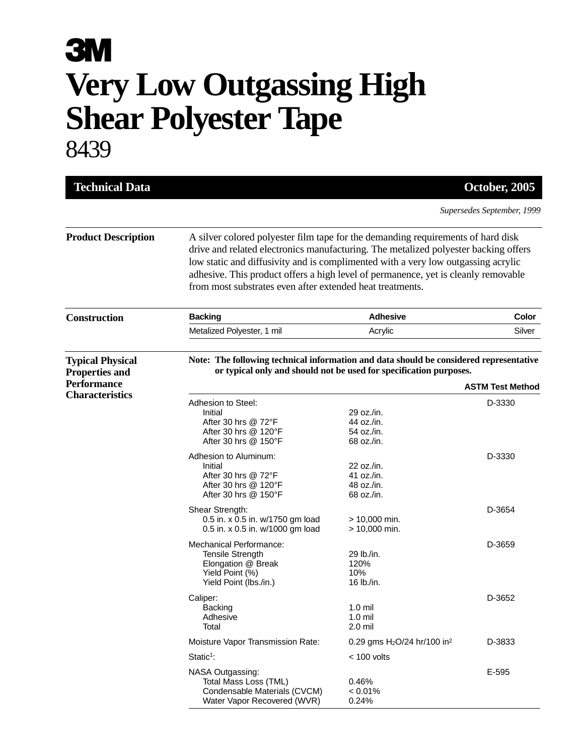# 3M

# Very Low Outgassing High Shear Polyester Tape

## 8439

**Technical Data** — **October, 2005**

*Supersedes September, 1999*

## Product Description

A silver colored polyester film tape for the demanding requirements of hard disk drive and related electronics manufacturing. The metalized polyester backing offers low static and diffusivity and is complimented with a very low outgassing acrylic adhesive. This product offers a high level of permanence, yet is cleanly removable from most substrates even after extended heat treatments.

## Construction

| Backing | Adhesive | Color |
|---|---|---|
| Metalized Polyester, 1 mil | Acrylic | Silver |

## Typical Physical Properties and Performance Characteristics

**Note: The following technical information and data should be considered representative or typical only and should not be used for specification purposes.**

| | | ASTM Test Method |
|---|---|---|
| Adhesion to Steel: | | D-3330 |
| Initial | 29 oz./in. | |
| After 30 hrs @ 72°F | 44 oz./in. | |
| After 30 hrs @ 120°F | 54 oz./in. | |
| After 30 hrs @ 150°F | 68 oz./in. | |
| Adhesion to Aluminum: | | D-3330 |
| Initial | 22 oz./in. | |
| After 30 hrs @ 72°F | 41 oz./in. | |
| After 30 hrs @ 120°F | 48 oz./in. | |
| After 30 hrs @ 150°F | 68 oz./in. | |
| Shear Strength: | | D-3654 |
| 0.5 in. x 0.5 in. w/1750 gm load | > 10,000 min. | |
| 0.5 in. x 0.5 in. w/1000 gm load | > 10,000 min. | |
| Mechanical Performance: | | D-3659 |
| Tensile Strength | 29 lb./in. | |
| Elongation @ Break | 120% | |
| Yield Point (%) | 10% | |
| Yield Point (lbs./in.) | 16 lb./in. | |
| Caliper: | | D-3652 |
| Backing | 1.0 mil | |
| Adhesive | 1.0 mil | |
| Total | 2.0 mil | |
| Moisture Vapor Transmission Rate: | 0.29 gms $H_2O$/24 hr/100 $in^2$ | D-3833 |
| Static[1]: | < 100 volts | |
| NASA Outgassing: | | E-595 |
| Total Mass Loss (TML) | 0.46% | |
| Condensable Materials (CVCM) | < 0.01% | |
| Water Vapor Recovered (WVR) | 0.24% | |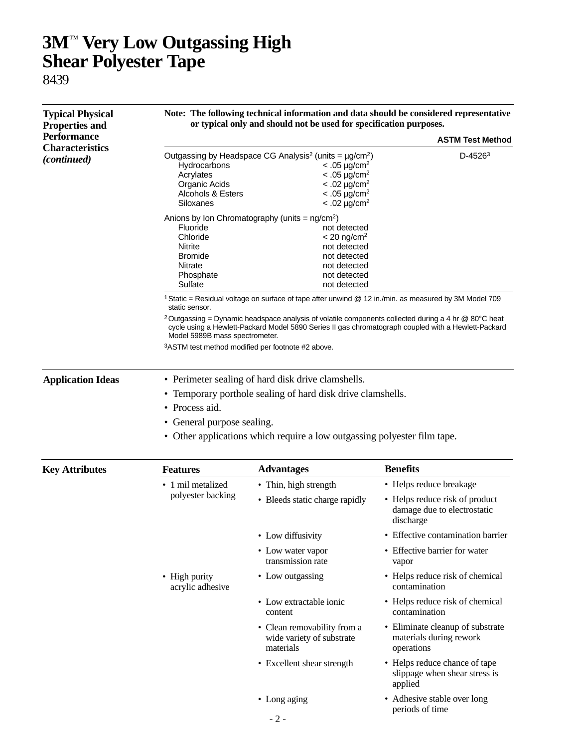# 3M™ Very Low Outgassing High Shear Polyester Tape

8439

## Typical Physical Properties and Performance Characteristics *(continued)*

**Note: The following technical information and data should be considered representative or typical only and should not be used for specification purposes.**

| Property | Value | ASTM Test Method |
|---|---|---|
| Outgassing by Headspace CG Analysis[2] (units = µg/cm²) | | D-4526[3] |
| Hydrocarbons | < .05 µg/cm² | |
| Acrylates | < .05 µg/cm² | |
| Organic Acids | < .02 µg/cm² | |
| Alcohols & Esters | < .05 µg/cm² | |
| Siloxanes | < .02 µg/cm² | |
| Anions by Ion Chromatography (units = ng/cm²) | | |
| Fluoride | not detected | |
| Chloride | < 20 ng/cm² | |
| Nitrite | not detected | |
| Bromide | not detected | |
| Nitrate | not detected | |
| Phosphate | not detected | |
| Sulfate | not detected | |

[1] Static = Residual voltage on surface of tape after unwind @ 12 in./min. as measured by 3M Model 709 static sensor.

[2] Outgassing = Dynamic headspace analysis of volatile components collected during a 4 hr @ 80°C heat cycle using a Hewlett-Packard Model 5890 Series II gas chromatograph coupled with a Hewlett-Packard Model 5989B mass spectrometer.

[3] ASTM test method modified per footnote #2 above.

## Application Ideas

- Perimeter sealing of hard disk drive clamshells.
- Temporary porthole sealing of hard disk drive clamshells.
- Process aid.
- General purpose sealing.
- Other applications which require a low outgassing polyester film tape.

## Key Attributes

| Features | Advantages | Benefits |
|---|---|---|
| 1 mil metalized polyester backing | Thin, high strength | Helps reduce breakage |
| | Bleeds static charge rapidly | Helps reduce risk of product damage due to electrostatic discharge |
| | Low diffusivity | Effective contamination barrier |
| | Low water vapor transmission rate | Effective barrier for water vapor |
| High purity acrylic adhesive | Low outgassing | Helps reduce risk of chemical contamination |
| | Low extractable ionic content | Helps reduce risk of chemical contamination |
| | Clean removability from a wide variety of substrate materials | Eliminate cleanup of substrate materials during rework operations |
| | Excellent shear strength | Helps reduce chance of tape slippage when shear stress is applied |
| | Long aging | Adhesive stable over long periods of time |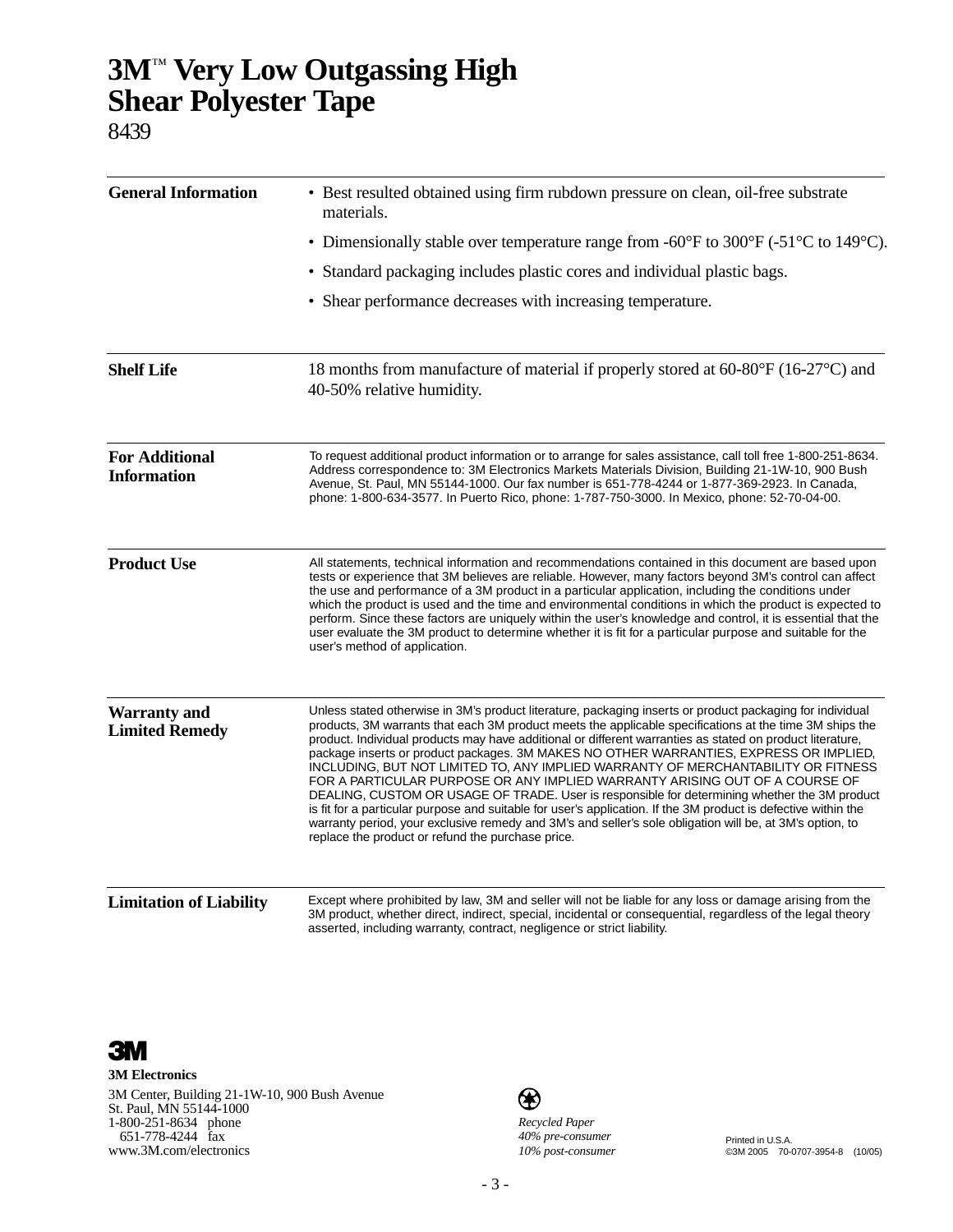# 3M™ Very Low Outgassing High Shear Polyester Tape

8439

## General Information

- Best resulted obtained using firm rubdown pressure on clean, oil-free substrate materials.
- Dimensionally stable over temperature range from -60°F to 300°F (-51°C to 149°C).
- Standard packaging includes plastic cores and individual plastic bags.
- Shear performance decreases with increasing temperature.

## Shelf Life

18 months from manufacture of material if properly stored at 60-80°F (16-27°C) and 40-50% relative humidity.

## For Additional Information

To request additional product information or to arrange for sales assistance, call toll free 1-800-251-8634. Address correspondence to: 3M Electronics Markets Materials Division, Building 21-1W-10, 900 Bush Avenue, St. Paul, MN 55144-1000. Our fax number is 651-778-4244 or 1-877-369-2923. In Canada, phone: 1-800-634-3577. In Puerto Rico, phone: 1-787-750-3000. In Mexico, phone: 52-70-04-00.

## Product Use

All statements, technical information and recommendations contained in this document are based upon tests or experience that 3M believes are reliable. However, many factors beyond 3M's control can affect the use and performance of a 3M product in a particular application, including the conditions under which the product is used and the time and environmental conditions in which the product is expected to perform. Since these factors are uniquely within the user's knowledge and control, it is essential that the user evaluate the 3M product to determine whether it is fit for a particular purpose and suitable for the user's method of application.

## Warranty and Limited Remedy

Unless stated otherwise in 3M's product literature, packaging inserts or product packaging for individual products, 3M warrants that each 3M product meets the applicable specifications at the time 3M ships the product. Individual products may have additional or different warranties as stated on product literature, package inserts or product packages. 3M MAKES NO OTHER WARRANTIES, EXPRESS OR IMPLIED, INCLUDING, BUT NOT LIMITED TO, ANY IMPLIED WARRANTY OF MERCHANTABILITY OR FITNESS FOR A PARTICULAR PURPOSE OR ANY IMPLIED WARRANTY ARISING OUT OF A COURSE OF DEALING, CUSTOM OR USAGE OF TRADE. User is responsible for determining whether the 3M product is fit for a particular purpose and suitable for user's application. If the 3M product is defective within the warranty period, your exclusive remedy and 3M's and seller's sole obligation will be, at 3M's option, to replace the product or refund the purchase price.

## Limitation of Liability

Except where prohibited by law, 3M and seller will not be liable for any loss or damage arising from the 3M product, whether direct, indirect, special, incidental or consequential, regardless of the legal theory asserted, including warranty, contract, negligence or strict liability.

3M

**3M Electronics**

3M Center, Building 21-1W-10, 900 Bush Avenue
St. Paul, MN 55144-1000
1-800-251-8634 phone
651-778-4244 fax
www.3M.com/electronics

*Recycled Paper*
*40% pre-consumer*
*10% post-consumer*

Printed in U.S.A.
©3M 2005 70-0707-3954-8 (10/05)